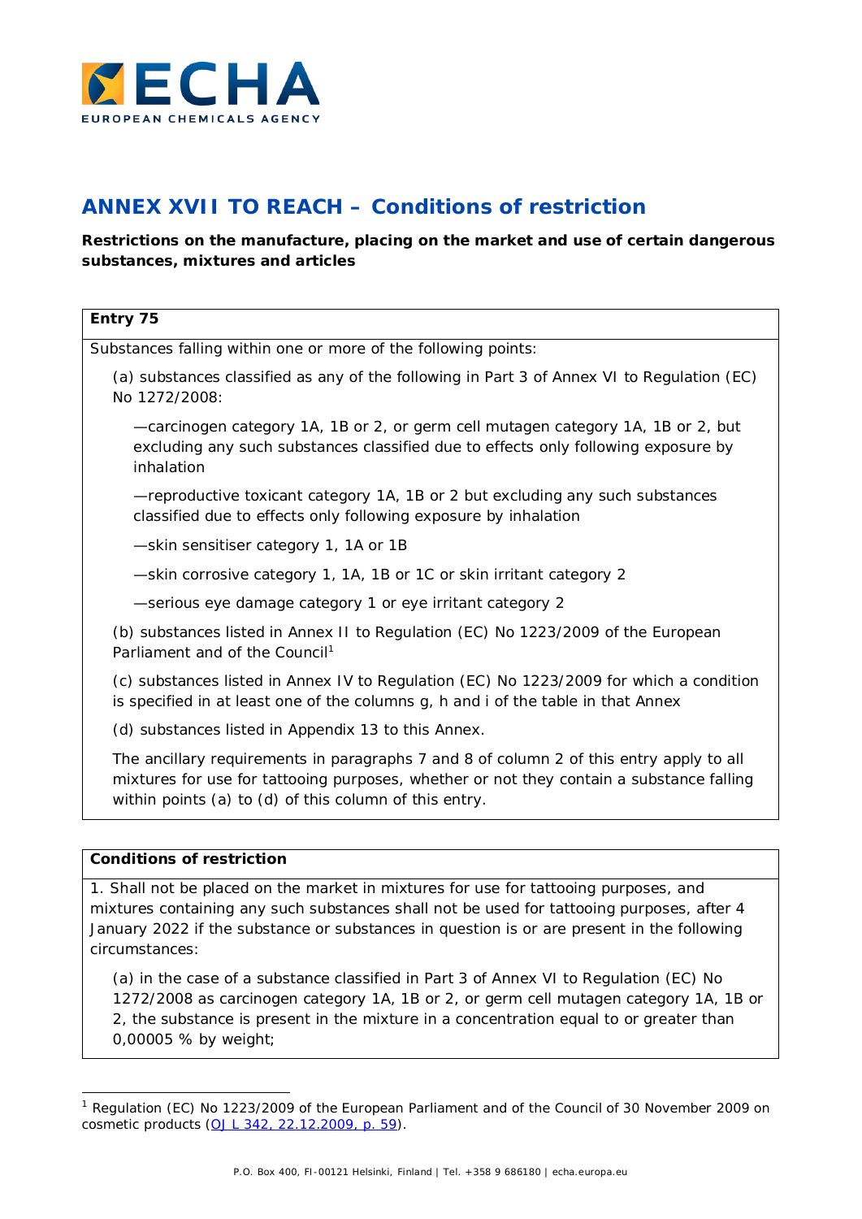# ANNEX XVII TO REACH – Conditions of restriction

**Restrictions on the manufacture, placing on the market and use of certain dangerous substances, mixtures and articles**

**Entry 75**

Substances falling within one or more of the following points:

(a) substances classified as any of the following in Part 3 of Annex VI to Regulation (EC) No 1272/2008:

—carcinogen category 1A, 1B or 2, or germ cell mutagen category 1A, 1B or 2, but excluding any such substances classified due to effects only following exposure by inhalation

—reproductive toxicant category 1A, 1B or 2 but excluding any such substances classified due to effects only following exposure by inhalation

—skin sensitiser category 1, 1A or 1B

—skin corrosive category 1, 1A, 1B or 1C or skin irritant category 2

—serious eye damage category 1 or eye irritant category 2

(b) substances listed in Annex II to Regulation (EC) No 1223/2009 of the European Parliament and of the Council[1]

(c) substances listed in Annex IV to Regulation (EC) No 1223/2009 for which a condition is specified in at least one of the columns g, h and i of the table in that Annex

(d) substances listed in Appendix 13 to this Annex.

The ancillary requirements in paragraphs 7 and 8 of column 2 of this entry apply to all mixtures for use for tattooing purposes, whether or not they contain a substance falling within points (a) to (d) of this column of this entry.

**Conditions of restriction**

1. Shall not be placed on the market in mixtures for use for tattooing purposes, and mixtures containing any such substances shall not be used for tattooing purposes, after 4 January 2022 if the substance or substances in question is or are present in the following circumstances:

(a) in the case of a substance classified in Part 3 of Annex VI to Regulation (EC) No 1272/2008 as carcinogen category 1A, 1B or 2, or germ cell mutagen category 1A, 1B or 2, the substance is present in the mixture in a concentration equal to or greater than 0,00005 % by weight;

[1] Regulation (EC) No 1223/2009 of the European Parliament and of the Council of 30 November 2009 on cosmetic products (OJ L 342, 22.12.2009, p. 59).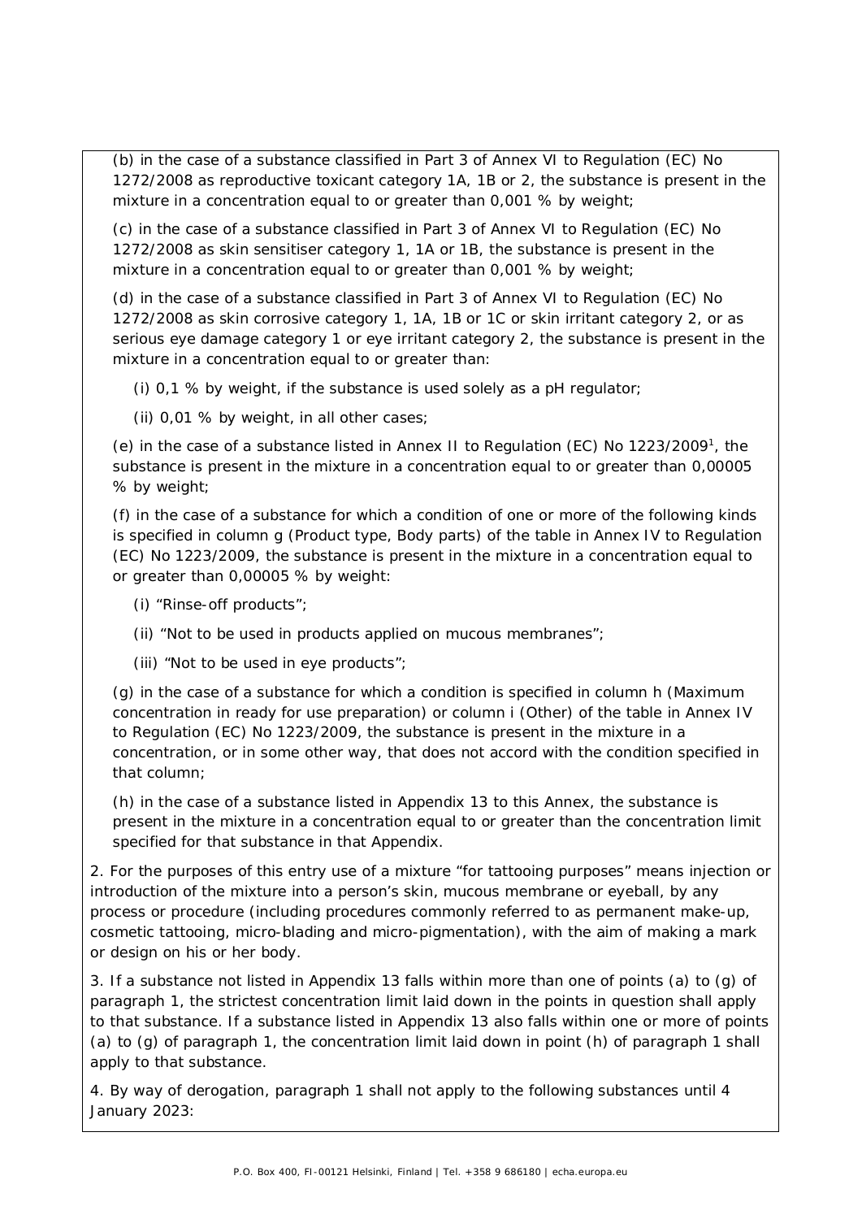(b) in the case of a substance classified in Part 3 of Annex VI to Regulation (EC) No 1272/2008 as reproductive toxicant category 1A, 1B or 2, the substance is present in the mixture in a concentration equal to or greater than 0,001 % by weight;

(c) in the case of a substance classified in Part 3 of Annex VI to Regulation (EC) No 1272/2008 as skin sensitiser category 1, 1A or 1B, the substance is present in the mixture in a concentration equal to or greater than 0,001 % by weight;

(d) in the case of a substance classified in Part 3 of Annex VI to Regulation (EC) No 1272/2008 as skin corrosive category 1, 1A, 1B or 1C or skin irritant category 2, or as serious eye damage category 1 or eye irritant category 2, the substance is present in the mixture in a concentration equal to or greater than:

(i) 0,1 % by weight, if the substance is used solely as a pH regulator;

(ii) 0,01 % by weight, in all other cases;

(e) in the case of a substance listed in Annex II to Regulation (EC) No 1223/2009[1], the substance is present in the mixture in a concentration equal to or greater than 0,00005 % by weight;

(f) in the case of a substance for which a condition of one or more of the following kinds is specified in column g (Product type, Body parts) of the table in Annex IV to Regulation (EC) No 1223/2009, the substance is present in the mixture in a concentration equal to or greater than 0,00005 % by weight:

(i) "Rinse-off products";

(ii) "Not to be used in products applied on mucous membranes";

(iii) "Not to be used in eye products";

(g) in the case of a substance for which a condition is specified in column h (Maximum concentration in ready for use preparation) or column i (Other) of the table in Annex IV to Regulation (EC) No 1223/2009, the substance is present in the mixture in a concentration, or in some other way, that does not accord with the condition specified in that column;

(h) in the case of a substance listed in Appendix 13 to this Annex, the substance is present in the mixture in a concentration equal to or greater than the concentration limit specified for that substance in that Appendix.

2. For the purposes of this entry use of a mixture "for tattooing purposes" means injection or introduction of the mixture into a person's skin, mucous membrane or eyeball, by any process or procedure (including procedures commonly referred to as permanent make-up, cosmetic tattooing, micro-blading and micro-pigmentation), with the aim of making a mark or design on his or her body.

3. If a substance not listed in Appendix 13 falls within more than one of points (a) to (g) of paragraph 1, the strictest concentration limit laid down in the points in question shall apply to that substance. If a substance listed in Appendix 13 also falls within one or more of points (a) to (g) of paragraph 1, the concentration limit laid down in point (h) of paragraph 1 shall apply to that substance.

4. By way of derogation, paragraph 1 shall not apply to the following substances until 4 January 2023: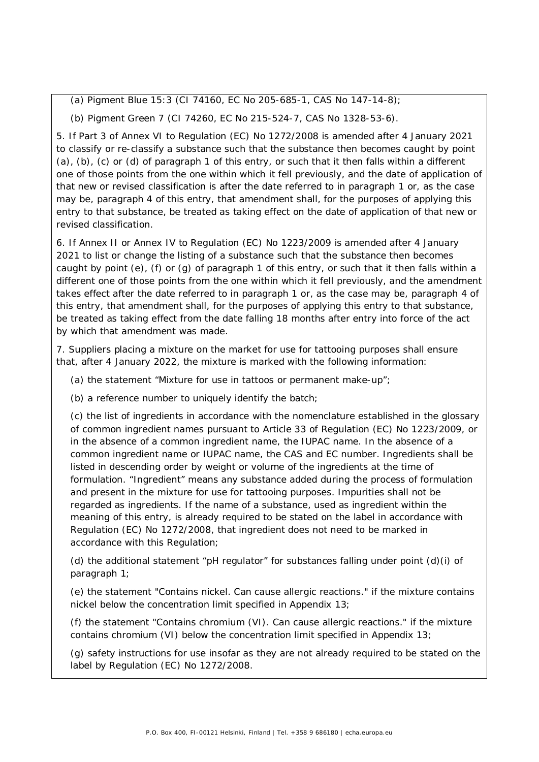(a) Pigment Blue 15:3 (CI 74160, EC No 205-685-1, CAS No 147-14-8);

(b) Pigment Green 7 (CI 74260, EC No 215-524-7, CAS No 1328-53-6).

5. If Part 3 of Annex VI to Regulation (EC) No 1272/2008 is amended after 4 January 2021 to classify or re-classify a substance such that the substance then becomes caught by point (a), (b), (c) or (d) of paragraph 1 of this entry, or such that it then falls within a different one of those points from the one within which it fell previously, and the date of application of that new or revised classification is after the date referred to in paragraph 1 or, as the case may be, paragraph 4 of this entry, that amendment shall, for the purposes of applying this entry to that substance, be treated as taking effect on the date of application of that new or revised classification.

6. If Annex II or Annex IV to Regulation (EC) No 1223/2009 is amended after 4 January 2021 to list or change the listing of a substance such that the substance then becomes caught by point (e), (f) or (g) of paragraph 1 of this entry, or such that it then falls within a different one of those points from the one within which it fell previously, and the amendment takes effect after the date referred to in paragraph 1 or, as the case may be, paragraph 4 of this entry, that amendment shall, for the purposes of applying this entry to that substance, be treated as taking effect from the date falling 18 months after entry into force of the act by which that amendment was made.

7. Suppliers placing a mixture on the market for use for tattooing purposes shall ensure that, after 4 January 2022, the mixture is marked with the following information:

(a) the statement "Mixture for use in tattoos or permanent make-up";

(b) a reference number to uniquely identify the batch;

(c) the list of ingredients in accordance with the nomenclature established in the glossary of common ingredient names pursuant to Article 33 of Regulation (EC) No 1223/2009, or in the absence of a common ingredient name, the IUPAC name. In the absence of a common ingredient name or IUPAC name, the CAS and EC number. Ingredients shall be listed in descending order by weight or volume of the ingredients at the time of formulation. "Ingredient" means any substance added during the process of formulation and present in the mixture for use for tattooing purposes. Impurities shall not be regarded as ingredients. If the name of a substance, used as ingredient within the meaning of this entry, is already required to be stated on the label in accordance with Regulation (EC) No 1272/2008, that ingredient does not need to be marked in accordance with this Regulation;

(d) the additional statement "pH regulator" for substances falling under point (d)(i) of paragraph 1;

(e) the statement "Contains nickel. Can cause allergic reactions." if the mixture contains nickel below the concentration limit specified in Appendix 13;

(f) the statement "Contains chromium (VI). Can cause allergic reactions." if the mixture contains chromium (VI) below the concentration limit specified in Appendix 13;

(g) safety instructions for use insofar as they are not already required to be stated on the label by Regulation (EC) No 1272/2008.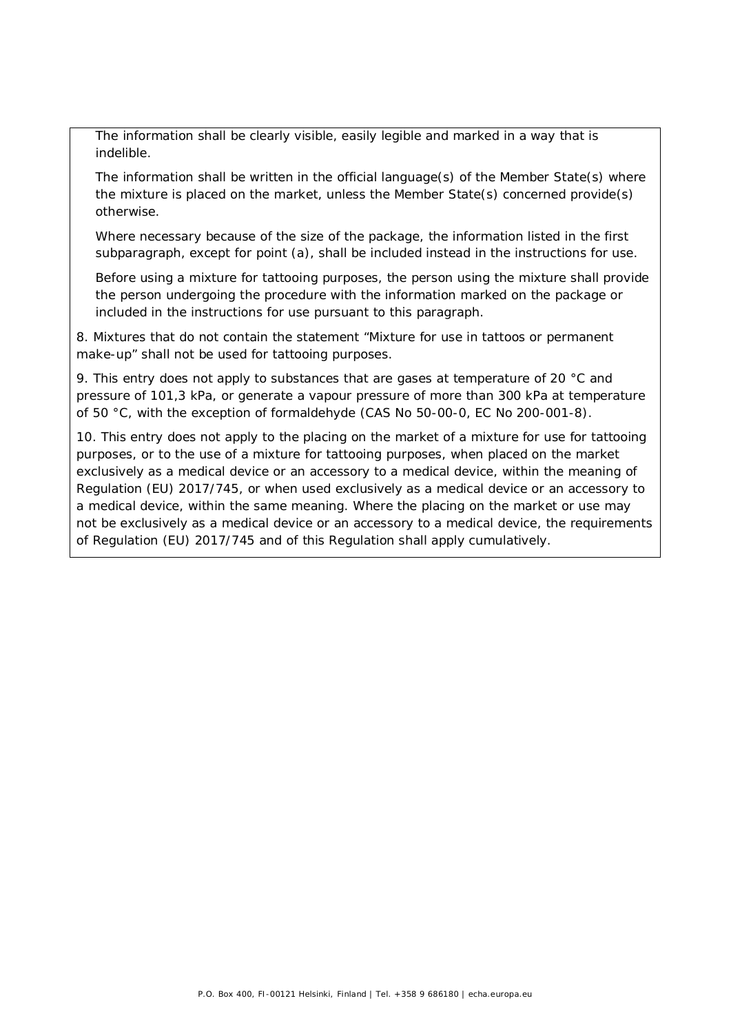The information shall be clearly visible, easily legible and marked in a way that is indelible.

The information shall be written in the official language(s) of the Member State(s) where the mixture is placed on the market, unless the Member State(s) concerned provide(s) otherwise.

Where necessary because of the size of the package, the information listed in the first subparagraph, except for point (a), shall be included instead in the instructions for use.

Before using a mixture for tattooing purposes, the person using the mixture shall provide the person undergoing the procedure with the information marked on the package or included in the instructions for use pursuant to this paragraph.

8. Mixtures that do not contain the statement "Mixture for use in tattoos or permanent make-up" shall not be used for tattooing purposes.

9. This entry does not apply to substances that are gases at temperature of 20 °C and pressure of 101,3 kPa, or generate a vapour pressure of more than 300 kPa at temperature of 50 °C, with the exception of formaldehyde (CAS No 50-00-0, EC No 200-001-8).

10. This entry does not apply to the placing on the market of a mixture for use for tattooing purposes, or to the use of a mixture for tattooing purposes, when placed on the market exclusively as a medical device or an accessory to a medical device, within the meaning of Regulation (EU) 2017/745, or when used exclusively as a medical device or an accessory to a medical device, within the same meaning. Where the placing on the market or use may not be exclusively as a medical device or an accessory to a medical device, the requirements of Regulation (EU) 2017/745 and of this Regulation shall apply cumulatively.